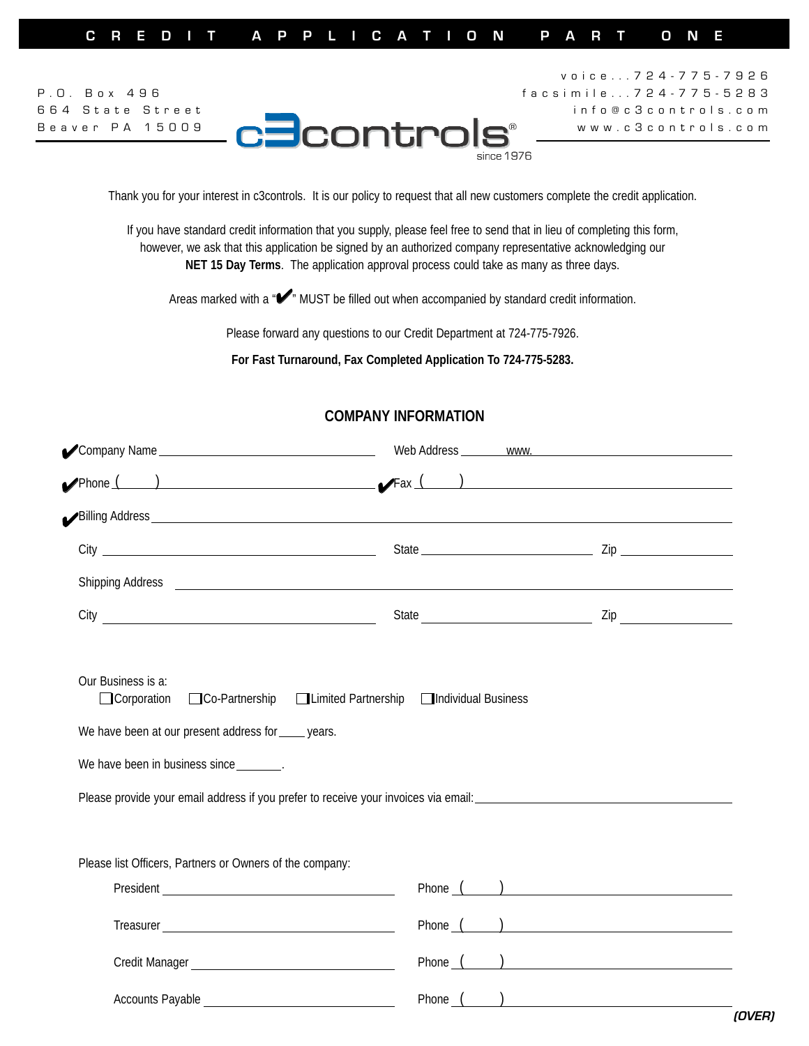# CREDIT APPLICATION PART ONE

P.O. Box 496
664 State Street
Beaver PA 15009

**c3controls®** since 1976

voice...724-775-7926
facsimile...724-775-5283
info@c3controls.com
www.c3controls.com

Thank you for your interest in c3controls. It is our policy to request that all new customers complete the credit application.

If you have standard credit information that you supply, please feel free to send that in lieu of completing this form, however, we ask that this application be signed by an authorized company representative acknowledging our **NET 15 Day Terms**. The application approval process could take as many as three days.

Areas marked with a "✔" MUST be filled out when accompanied by standard credit information.

Please forward any questions to our Credit Department at 724-775-7926.

**For Fast Turnaround, Fax Completed Application To 724-775-5283.**

## COMPANY INFORMATION

✔Company Name ____________________ Web Address ______ www. ____________________

✔Phone ( ) ____________________ ✔Fax ( ) ____________________

✔Billing Address ________________________________________

City ____________________ State ____________ Zip ________

Shipping Address ________________________________________

City ____________________ State ____________ Zip ________

Our Business is a:
☐ Corporation ☐ Co-Partnership ☐ Limited Partnership ☐ Individual Business

We have been at our present address for ____ years.

We have been in business since _______.

Please provide your email address if you prefer to receive your invoices via email: ____________________

Please list Officers, Partners or Owners of the company:

President ____________________ Phone ( ) ____________________

Treasurer ____________________ Phone ( ) ____________________

Credit Manager ____________________ Phone ( ) ____________________

Accounts Payable ____________________ Phone ( ) ____________________

***(OVER)***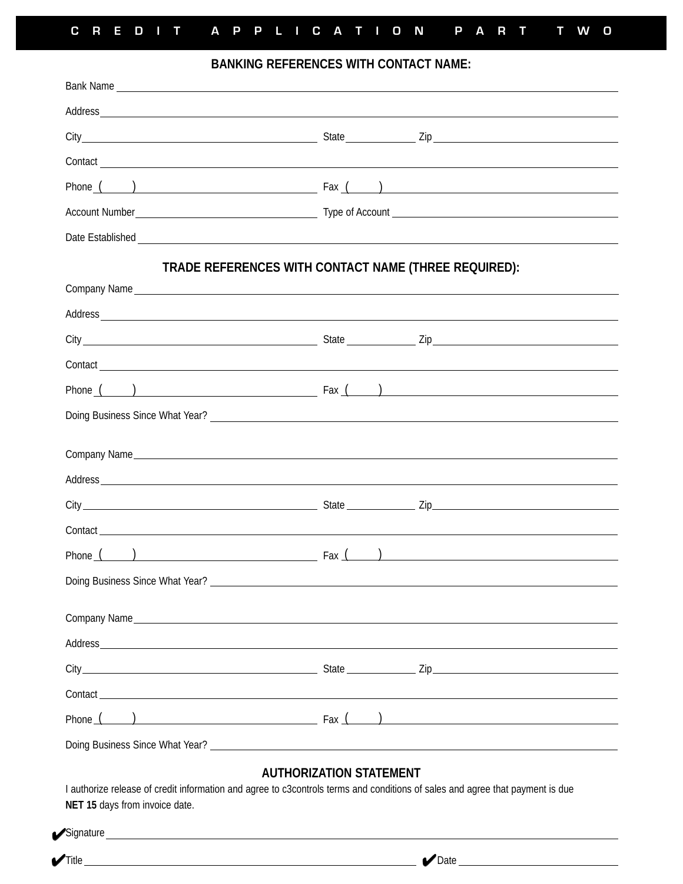# C R E D I T   A P P L I C A T I O N   P A R T   T W O

## BANKING REFERENCES WITH CONTACT NAME:

Bank Name ______________________________

Address ______________________________

City ______________________ State __________ Zip ______________

Contact ______________________________

Phone ( ) ______________________ Fax ( ) ______________________

Account Number ______________________ Type of Account ______________________

Date Established ______________________________

## TRADE REFERENCES WITH CONTACT NAME (THREE REQUIRED):

Company Name ______________________________

Address ______________________________

City ______________________ State __________ Zip ______________

Contact ______________________________

Phone ( ) ______________________ Fax ( ) ______________________

Doing Business Since What Year? ______________________________

Company Name ______________________________

Address ______________________________

City ______________________ State __________ Zip ______________

Contact ______________________________

Phone ( ) ______________________ Fax ( ) ______________________

Doing Business Since What Year? ______________________________

Company Name ______________________________

Address ______________________________

City ______________________ State __________ Zip ______________

Contact ______________________________

Phone ( ) ______________________ Fax ( ) ______________________

Doing Business Since What Year? ______________________________

## AUTHORIZATION STATEMENT

I authorize release of credit information and agree to c3controls terms and conditions of sales and agree that payment is due **NET 15** days from invoice date.

✔Signature ______________________________

✔Title ______________________ ✔Date ______________